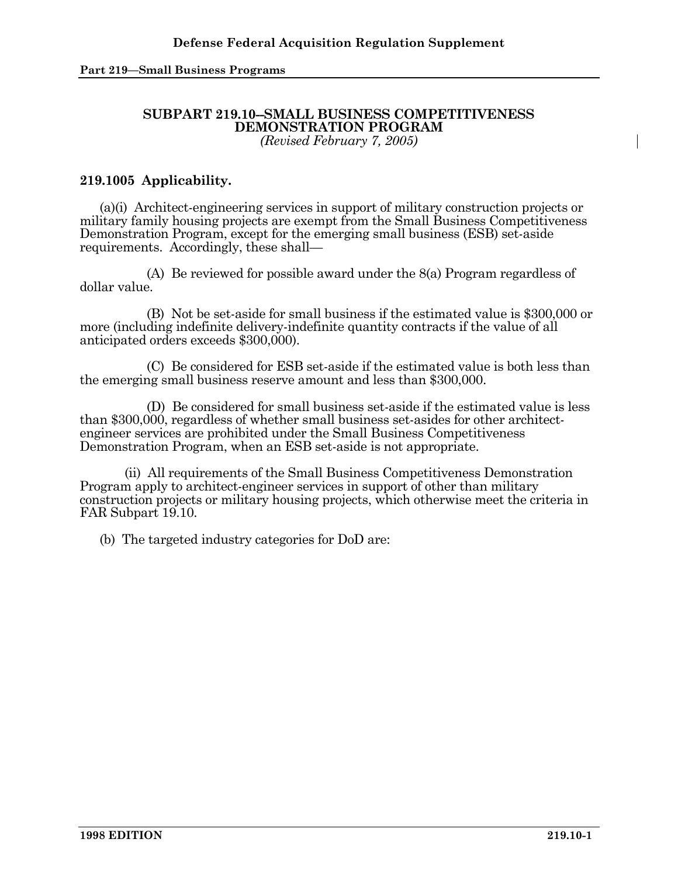## SUBPART 219.10--SMALL BUSINESS COMPETITIVENESS DEMONSTRATION PROGRAM

*(Revised February 7, 2005)*

### 219.1005 Applicability.

(a)(i) Architect-engineering services in support of military construction projects or military family housing projects are exempt from the Small Business Competitiveness Demonstration Program, except for the emerging small business (ESB) set-aside requirements. Accordingly, these shall—

(A) Be reviewed for possible award under the 8(a) Program regardless of dollar value.

(B) Not be set-aside for small business if the estimated value is $300,000 or more (including indefinite delivery-indefinite quantity contracts if the value of all anticipated orders exceeds $300,000).

(C) Be considered for ESB set-aside if the estimated value is both less than the emerging small business reserve amount and less than $300,000.

(D) Be considered for small business set-aside if the estimated value is less than $300,000, regardless of whether small business set-asides for other architect-engineer services are prohibited under the Small Business Competitiveness Demonstration Program, when an ESB set-aside is not appropriate.

(ii) All requirements of the Small Business Competitiveness Demonstration Program apply to architect-engineer services in support of other than military construction projects or military housing projects, which otherwise meet the criteria in FAR Subpart 19.10.

(b) The targeted industry categories for DoD are: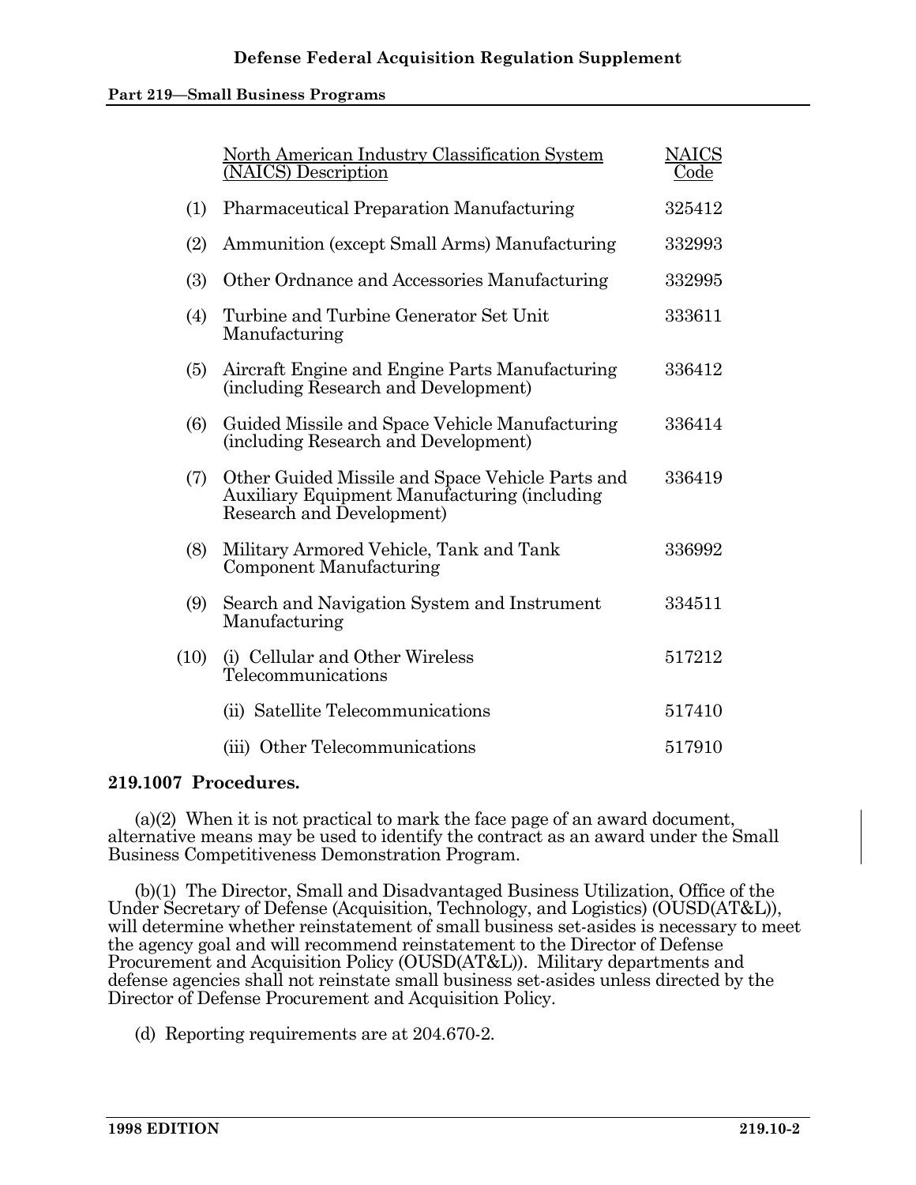| | North American Industry Classification System (NAICS) Description | NAICS Code |
|---|---|---|
| (1) | Pharmaceutical Preparation Manufacturing | 325412 |
| (2) | Ammunition (except Small Arms) Manufacturing | 332993 |
| (3) | Other Ordnance and Accessories Manufacturing | 332995 |
| (4) | Turbine and Turbine Generator Set Unit Manufacturing | 333611 |
| (5) | Aircraft Engine and Engine Parts Manufacturing (including Research and Development) | 336412 |
| (6) | Guided Missile and Space Vehicle Manufacturing (including Research and Development) | 336414 |
| (7) | Other Guided Missile and Space Vehicle Parts and Auxiliary Equipment Manufacturing (including Research and Development) | 336419 |
| (8) | Military Armored Vehicle, Tank and Tank Component Manufacturing | 336992 |
| (9) | Search and Navigation System and Instrument Manufacturing | 334511 |
| (10) | (i) Cellular and Other Wireless Telecommunications | 517212 |
| | (ii) Satellite Telecommunications | 517410 |
| | (iii) Other Telecommunications | 517910 |

**219.1007 Procedures.**

(a)(2) When it is not practical to mark the face page of an award document, alternative means may be used to identify the contract as an award under the Small Business Competitiveness Demonstration Program.

(b)(1) The Director, Small and Disadvantaged Business Utilization, Office of the Under Secretary of Defense (Acquisition, Technology, and Logistics) (OUSD(AT&L)), will determine whether reinstatement of small business set-asides is necessary to meet the agency goal and will recommend reinstatement to the Director of Defense Procurement and Acquisition Policy (OUSD(AT&L)). Military departments and defense agencies shall not reinstate small business set-asides unless directed by the Director of Defense Procurement and Acquisition Policy.

(d) Reporting requirements are at 204.670-2.